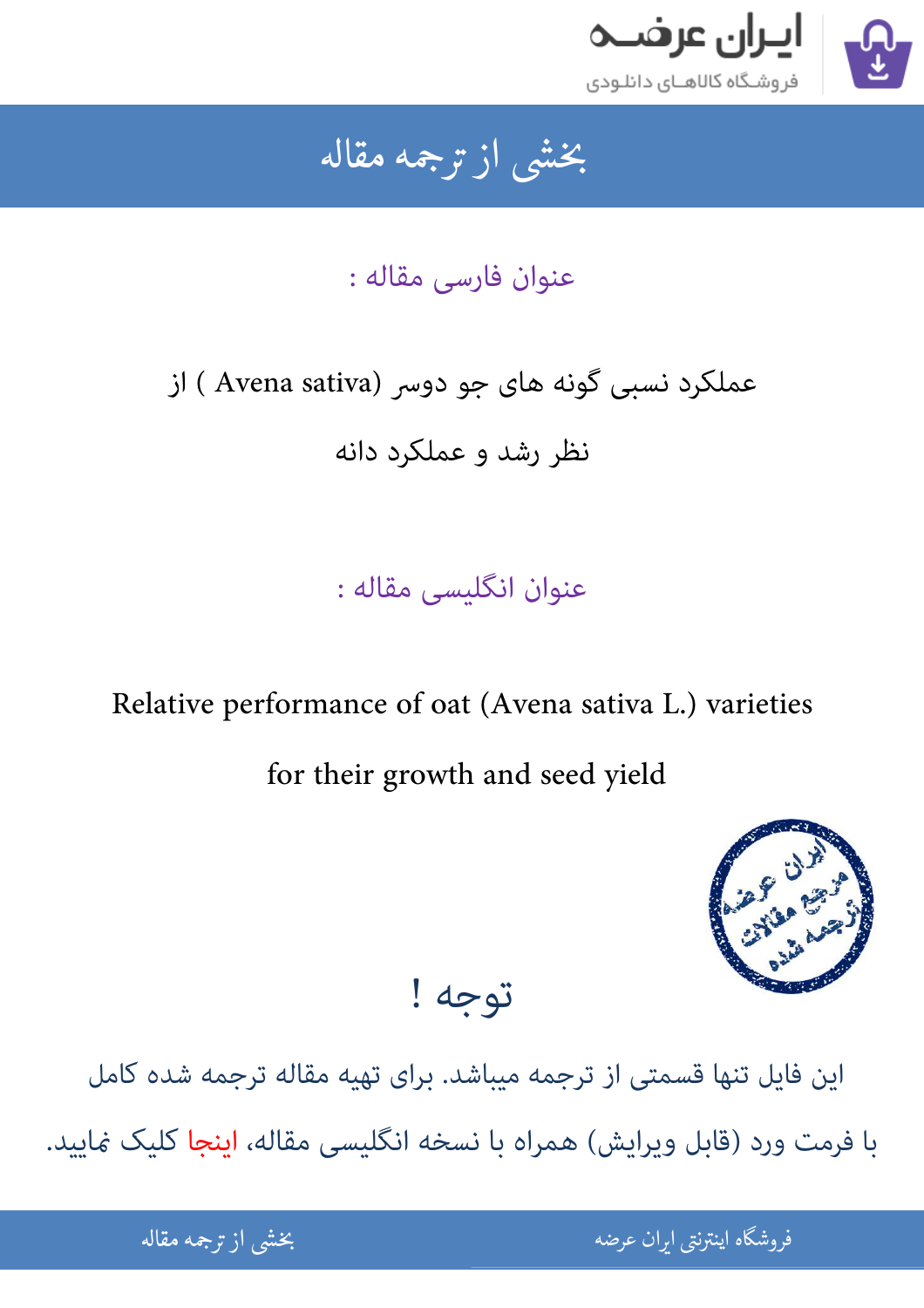## بخشی از ترجمه مقاله

### عنوان فارسی مقاله :

عملکرد نسبی گونه های جو دوسر (Avena sativa ) از نظر رشد و عملکرد دانه

### عنوان انگلیسی مقاله :

Relative performance of oat (Avena sativa L.) varieties for their growth and seed yield

## توجه !

این فایل تنها قسمتی از ترجمه میباشد. برای تهیه مقاله ترجمه شده کامل با فرمت ورد (قابل ویرایش) همراه با نسخه انگلیسی مقاله، اینجا کلیک نمایید.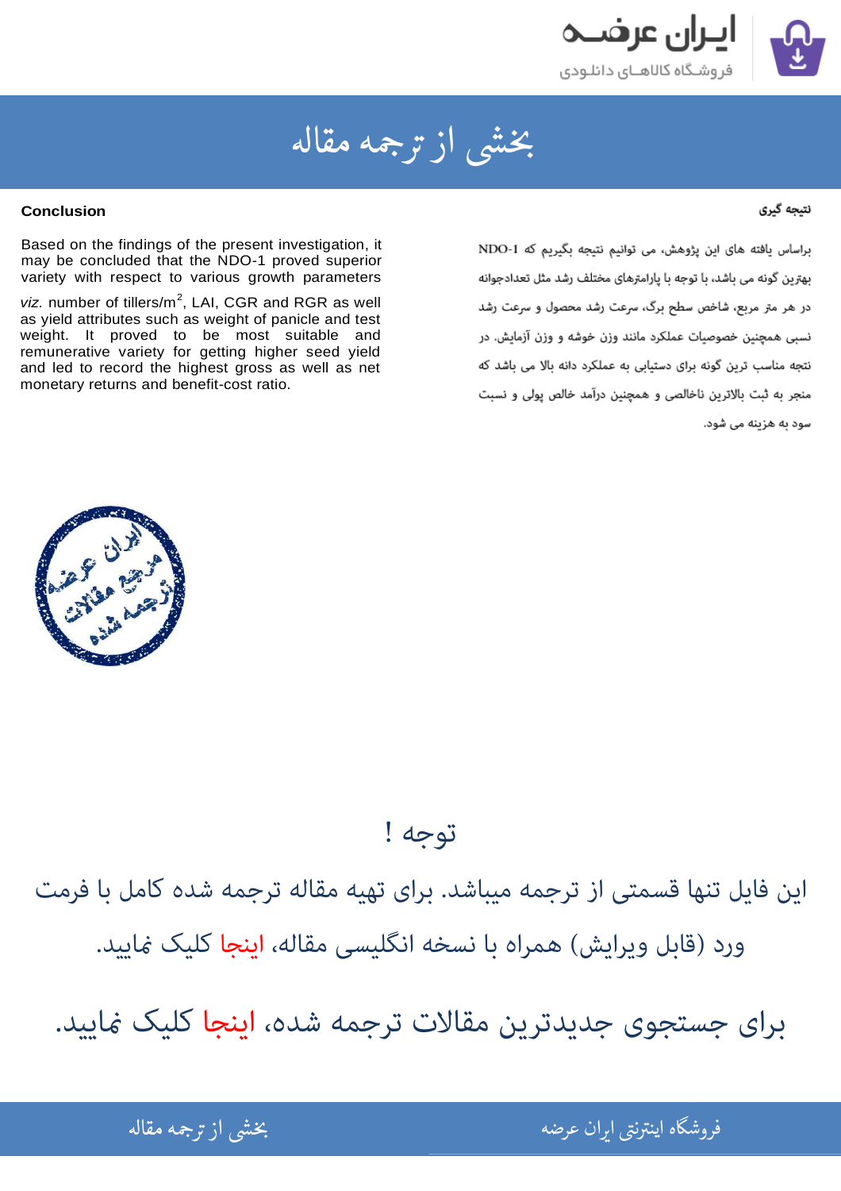# بخشی از ترجمه مقاله

## Conclusion

Based on the findings of the present investigation, it may be concluded that the NDO-1 proved superior variety with respect to various growth parameters *viz.* number of tillers/m$^2$, LAI, CGR and RGR as well as yield attributes such as weight of panicle and test weight. It proved to be most suitable and remunerative variety for getting higher seed yield and led to record the highest gross as well as net monetary returns and benefit-cost ratio.

## نتیجه گیری

براساس یافته های این پژوهش، می توانیم نتیجه بگیریم که NDO-1 بهترین گونه می باشد، با توجه با پارامترهای مختلف رشد مثل تعدادجوانه در هر متر مربع، شاخص سطح برگ، سرعت رشد محصول و سرعت رشد نسبی همچنین خصوصیات عملکرد مانند وزن خوشه و وزن آزمایش. در نتجه مناسب ترین گونه برای دستیابی به عملکرد دانه بالا می باشد که منجر به ثبت بالاترین ناخالصی و همچنین درآمد خالص پولی و نسبت سود به هزینه می شود.

توجه !

این فایل تنها قسمتی از ترجمه میباشد. برای تهیه مقاله ترجمه شده کامل با فرمت ورد (قابل ویرایش) همراه با نسخه انگلیسی مقاله، اینجا کلیک نمایید.

برای جستجوی جدیدترین مقالات ترجمه شده، اینجا کلیک نمایید.